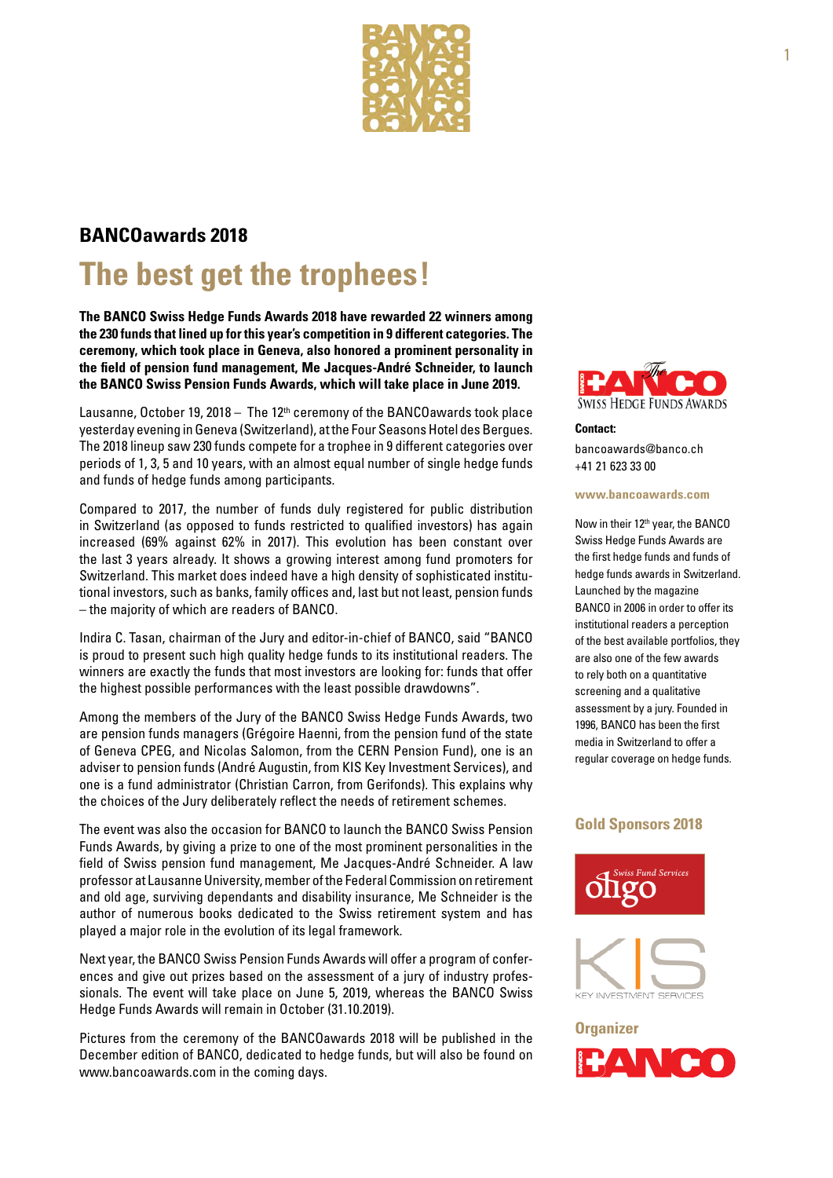# BANCOawards 2018

## The best get the trophees!

**The BANCO Swiss Hedge Funds Awards 2018 have rewarded 22 winners among the 230 funds that lined up for this year's competition in 9 different categories. The ceremony, which took place in Geneva, also honored a prominent personality in the field of pension fund management, Me Jacques-André Schneider, to launch the BANCO Swiss Pension Funds Awards, which will take place in June 2019.**

Lausanne, October 19, 2018 – The 12th ceremony of the BANCOawards took place yesterday evening in Geneva (Switzerland), at the Four Seasons Hotel des Bergues. The 2018 lineup saw 230 funds compete for a trophee in 9 different categories over periods of 1, 3, 5 and 10 years, with an almost equal number of single hedge funds and funds of hedge funds among participants.

Compared to 2017, the number of funds duly registered for public distribution in Switzerland (as opposed to funds restricted to qualified investors) has again increased (69% against 62% in 2017). This evolution has been constant over the last 3 years already. It shows a growing interest among fund promoters for Switzerland. This market does indeed have a high density of sophisticated institutional investors, such as banks, family offices and, last but not least, pension funds – the majority of which are readers of BANCO.

Indira C. Tasan, chairman of the Jury and editor-in-chief of BANCO, said "BANCO is proud to present such high quality hedge funds to its institutional readers. The winners are exactly the funds that most investors are looking for: funds that offer the highest possible performances with the least possible drawdowns".

Among the members of the Jury of the BANCO Swiss Hedge Funds Awards, two are pension funds managers (Grégoire Haenni, from the pension fund of the state of Geneva CPEG, and Nicolas Salomon, from the CERN Pension Fund), one is an adviser to pension funds (André Augustin, from KIS Key Investment Services), and one is a fund administrator (Christian Carron, from Gerifonds). This explains why the choices of the Jury deliberately reflect the needs of retirement schemes.

The event was also the occasion for BANCO to launch the BANCO Swiss Pension Funds Awards, by giving a prize to one of the most prominent personalities in the field of Swiss pension fund management, Me Jacques-André Schneider. A law professor at Lausanne University, member of the Federal Commission on retirement and old age, surviving dependants and disability insurance, Me Schneider is the author of numerous books dedicated to the Swiss retirement system and has played a major role in the evolution of its legal framework.

Next year, the BANCO Swiss Pension Funds Awards will offer a program of conferences and give out prizes based on the assessment of a jury of industry professionals. The event will take place on June 5, 2019, whereas the BANCO Swiss Hedge Funds Awards will remain in October (31.10.2019).

Pictures from the ceremony of the BANCOawards 2018 will be published in the December edition of BANCO, dedicated to hedge funds, but will also be found on www.bancoawards.com in the coming days.

The BANCO Swiss Hedge Funds Awards

**Contact:**

bancoawards@banco.ch
+41 21 623 33 00

**www.bancoawards.com**

Now in their 12th year, the BANCO Swiss Hedge Funds Awards are the first hedge funds and funds of hedge funds awards in Switzerland. Launched by the magazine BANCO in 2006 in order to offer its institutional readers a perception of the best available portfolios, they are also one of the few awards to rely both on a quantitative screening and a qualitative assessment by a jury. Founded in 1996, BANCO has been the first media in Switzerland to offer a regular coverage on hedge funds.

### Gold Sponsors 2018

oligo Swiss Fund Services

KIS Key Investment Services

### Organizer

BANCO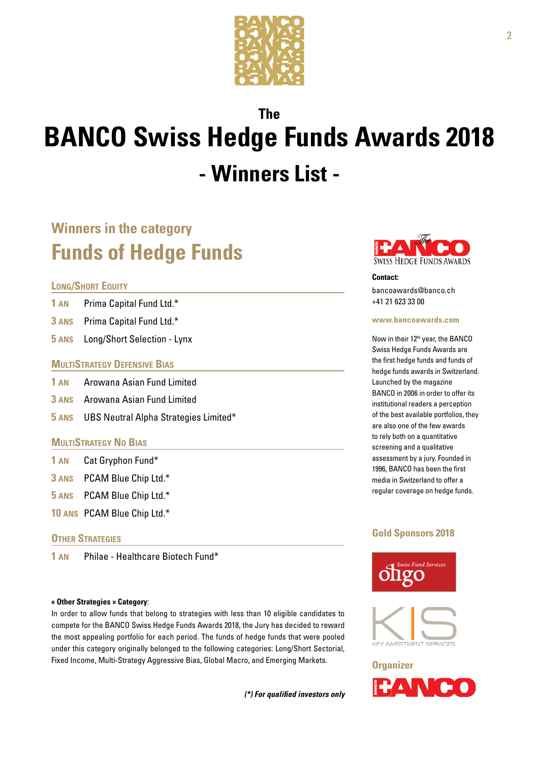# The BANCO Swiss Hedge Funds Awards 2018

## - Winners List -

## Winners in the category
# Funds of Hedge Funds

### Long/Short Equity

**1 AN** Prima Capital Fund Ltd.*

**3 ANS** Prima Capital Fund Ltd.*

**5 ANS** Long/Short Selection - Lynx

### MultiStrategy Defensive Bias

**1 AN** Arowana Asian Fund Limited

**3 ANS** Arowana Asian Fund Limited

**5 ANS** UBS Neutral Alpha Strategies Limited*

### MultiStrategy No Bias

**1 AN** Cat Gryphon Fund*

**3 ANS** PCAM Blue Chip Ltd.*

**5 ANS** PCAM Blue Chip Ltd.*

**10 ANS** PCAM Blue Chip Ltd.*

### Other Strategies

**1 AN** Philae - Healthcare Biotech Fund*

**« Other Strategies » Category**:

In order to allow funds that belong to strategies with less than 10 eligible candidates to compete for the BANCO Swiss Hedge Funds Awards 2018, the Jury has decided to reward the most appealing portfolio for each period. The funds of hedge funds that were pooled under this category originally belonged to the following categories: Long/Short Sectorial, Fixed Income, Multi-Strategy Aggressive Bias, Global Macro, and Emerging Markets.

***(\*) For qualified investors only***

The BANCO Swiss Hedge Funds Awards

**Contact:**

bancoawards@banco.ch

+41 21 623 33 00

**www.bancoawards.com**

Now in their 12th year, the BANCO Swiss Hedge Funds Awards are the first hedge funds and funds of hedge funds awards in Switzerland. Launched by the magazine BANCO in 2006 in order to offer its institutional readers a perception of the best available portfolios, they are also one of the few awards to rely both on a quantitative screening and a qualitative assessment by a jury. Founded in 1996, BANCO has been the first media in Switzerland to offer a regular coverage on hedge funds.

**Gold Sponsors 2018**

Swiss Fund Services oligo

KIS Key Investment Services

**Organizer**

BANCO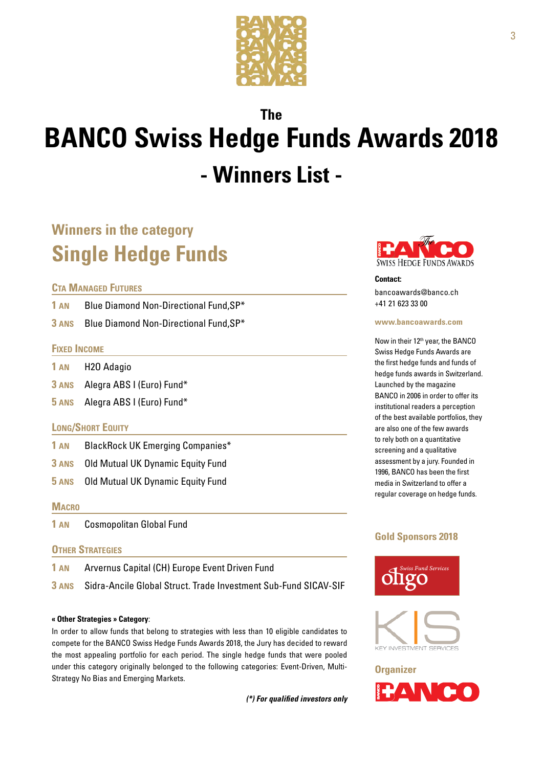# The
# BANCO Swiss Hedge Funds Awards 2018
# - Winners List -

## Winners in the category
## Single Hedge Funds

### CTA Managed Futures

**1 AN** Blue Diamond Non-Directional Fund,SP*

**3 ANS** Blue Diamond Non-Directional Fund,SP*

### Fixed Income

**1 AN** H2O Adagio

**3 ANS** Alegra ABS I (Euro) Fund*

**5 ANS** Alegra ABS I (Euro) Fund*

### Long/Short Equity

**1 AN** BlackRock UK Emerging Companies*

**3 ANS** Old Mutual UK Dynamic Equity Fund

**5 ANS** Old Mutual UK Dynamic Equity Fund

### Macro

**1 AN** Cosmopolitan Global Fund

### Other Strategies

**1 AN** Arvernus Capital (CH) Europe Event Driven Fund

**3 ANS** Sidra-Ancile Global Struct. Trade Investment Sub-Fund SICAV-SIF

**« Other Strategies » Category**:

In order to allow funds that belong to strategies with less than 10 eligible candidates to compete for the BANCO Swiss Hedge Funds Awards 2018, the Jury has decided to reward the most appealing portfolio for each period. The single hedge funds that were pooled under this category originally belonged to the following categories: Event-Driven, Multi-Strategy No Bias and Emerging Markets.

***(\*) For qualified investors only***

The BANCO Swiss Hedge Funds Awards

**Contact:**

bancoawards@banco.ch
+41 21 623 33 00

**www.bancoawards.com**

Now in their 12th year, the BANCO Swiss Hedge Funds Awards are the first hedge funds and funds of hedge funds awards in Switzerland. Launched by the magazine BANCO in 2006 in order to offer its institutional readers a perception of the best available portfolios, they are also one of the few awards to rely both on a quantitative screening and a qualitative assessment by a jury. Founded in 1996, BANCO has been the first media in Switzerland to offer a regular coverage on hedge funds.

### Gold Sponsors 2018

oligo Swiss Fund Services

KIS Key Investment Services

### Organizer

BANCO